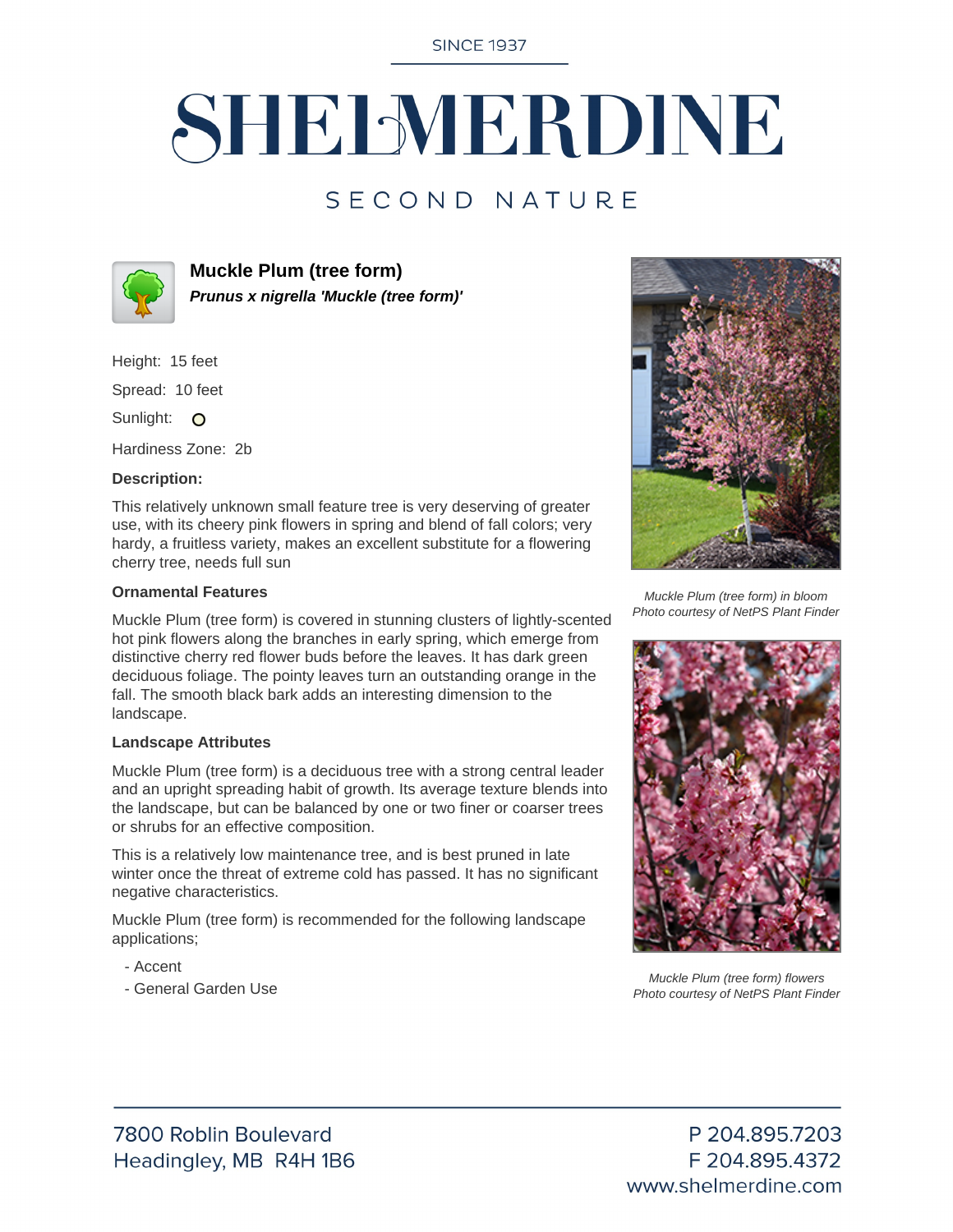SINCE 1937

# SHELMERDINE

SECOND NATURE

## Muckle Plum (tree form)

***Prunus x nigrella 'Muckle (tree form)'***

Height: 15 feet

Spread: 10 feet

Sunlight: ○

Hardiness Zone: 2b

**Description:**

This relatively unknown small feature tree is very deserving of greater use, with its cheery pink flowers in spring and blend of fall colors; very hardy, a fruitless variety, makes an excellent substitute for a flowering cherry tree, needs full sun

### Ornamental Features

Muckle Plum (tree form) is covered in stunning clusters of lightly-scented hot pink flowers along the branches in early spring, which emerge from distinctive cherry red flower buds before the leaves. It has dark green deciduous foliage. The pointy leaves turn an outstanding orange in the fall. The smooth black bark adds an interesting dimension to the landscape.

### Landscape Attributes

Muckle Plum (tree form) is a deciduous tree with a strong central leader and an upright spreading habit of growth. Its average texture blends into the landscape, but can be balanced by one or two finer or coarser trees or shrubs for an effective composition.

This is a relatively low maintenance tree, and is best pruned in late winter once the threat of extreme cold has passed. It has no significant negative characteristics.

Muckle Plum (tree form) is recommended for the following landscape applications;

- Accent
- General Garden Use

*Muckle Plum (tree form) in bloom*
*Photo courtesy of NetPS Plant Finder*

*Muckle Plum (tree form) flowers*
*Photo courtesy of NetPS Plant Finder*

7800 Roblin Boulevard
Headingley, MB R4H 1B6

P 204.895.7203
F 204.895.4372
www.shelmerdine.com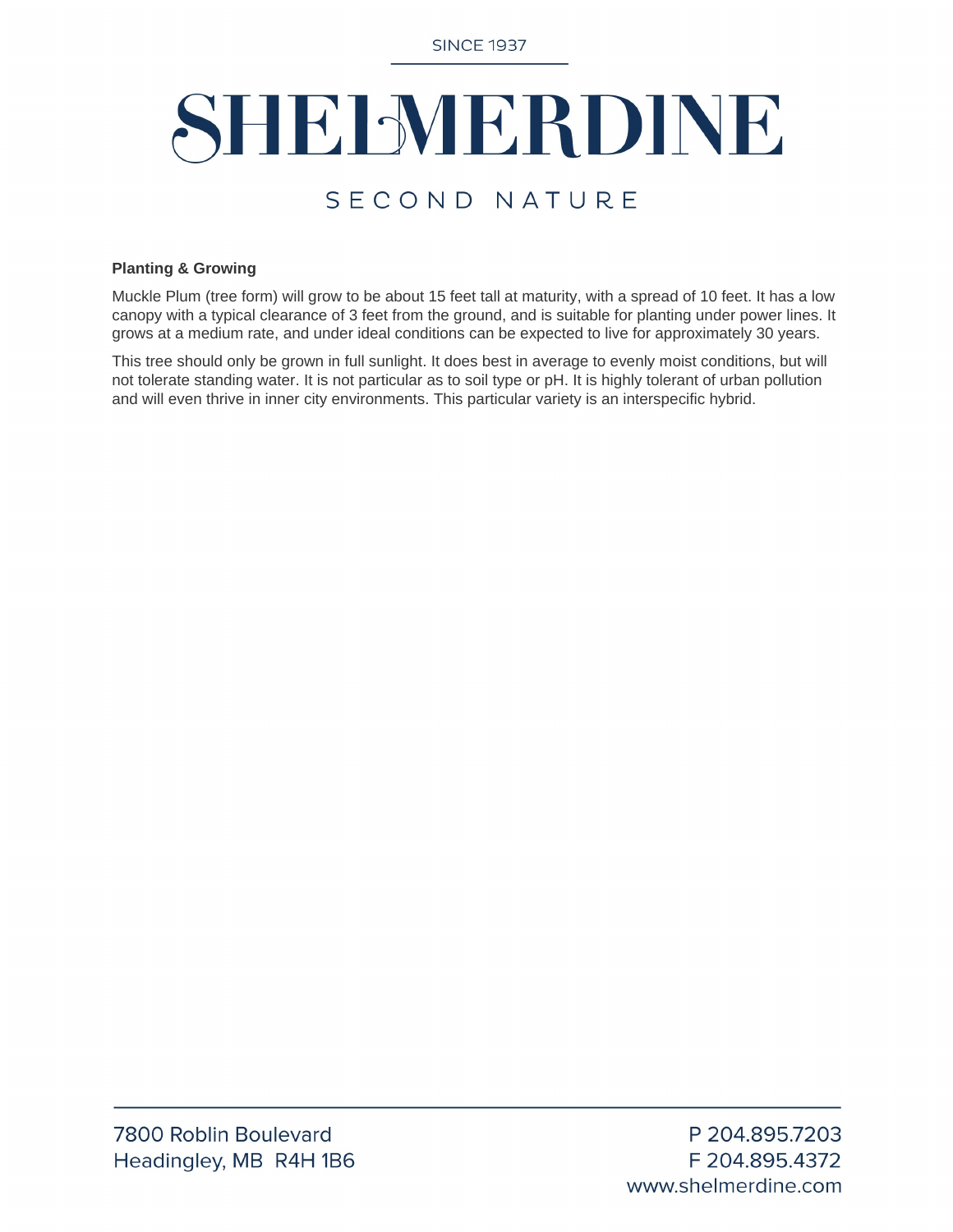### Planting & Growing

Muckle Plum (tree form) will grow to be about 15 feet tall at maturity, with a spread of 10 feet. It has a low canopy with a typical clearance of 3 feet from the ground, and is suitable for planting under power lines. It grows at a medium rate, and under ideal conditions can be expected to live for approximately 30 years.

This tree should only be grown in full sunlight. It does best in average to evenly moist conditions, but will not tolerate standing water. It is not particular as to soil type or pH. It is highly tolerant of urban pollution and will even thrive in inner city environments. This particular variety is an interspecific hybrid.